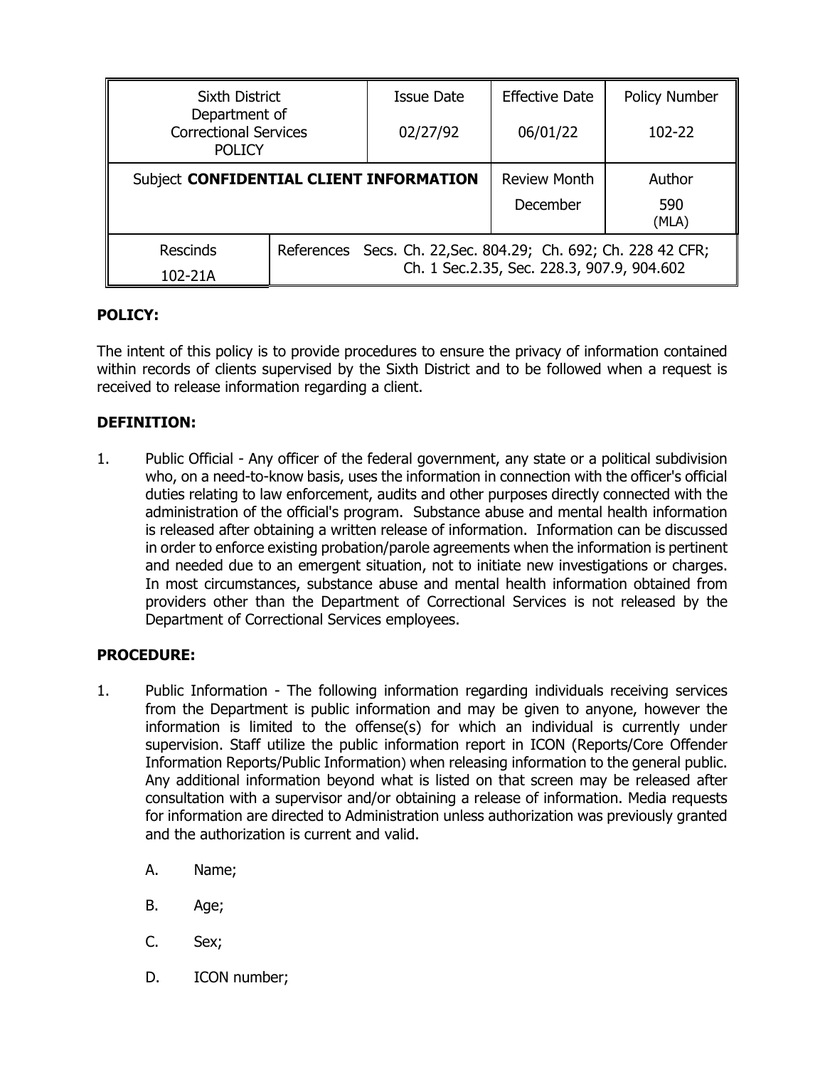| Sixth District Department of Correctional Services POLICY | | Issue Date 02/27/92 | Effective Date 06/01/22 | Policy Number 102-22 |
|---|---|---|---|---|
| Subject **CONFIDENTIAL CLIENT INFORMATION** | | | Review Month December | Author 590 (MLA) |
| Rescinds 102-21A | References Secs. Ch. 22,Sec. 804.29; Ch. 692; Ch. 228 42 CFR; Ch. 1 Sec.2.35, Sec. 228.3, 907.9, 904.602 | | | |

## POLICY:

The intent of this policy is to provide procedures to ensure the privacy of information contained within records of clients supervised by the Sixth District and to be followed when a request is received to release information regarding a client.

## DEFINITION:

1. Public Official - Any officer of the federal government, any state or a political subdivision who, on a need-to-know basis, uses the information in connection with the officer's official duties relating to law enforcement, audits and other purposes directly connected with the administration of the official's program. Substance abuse and mental health information is released after obtaining a written release of information. Information can be discussed in order to enforce existing probation/parole agreements when the information is pertinent and needed due to an emergent situation, not to initiate new investigations or charges. In most circumstances, substance abuse and mental health information obtained from providers other than the Department of Correctional Services is not released by the Department of Correctional Services employees.

## PROCEDURE:

1. Public Information - The following information regarding individuals receiving services from the Department is public information and may be given to anyone, however the information is limited to the offense(s) for which an individual is currently under supervision. Staff utilize the public information report in ICON (Reports/Core Offender Information Reports/Public Information) when releasing information to the general public. Any additional information beyond what is listed on that screen may be released after consultation with a supervisor and/or obtaining a release of information. Media requests for information are directed to Administration unless authorization was previously granted and the authorization is current and valid.

    A. Name;

    B. Age;

    C. Sex;

    D. ICON number;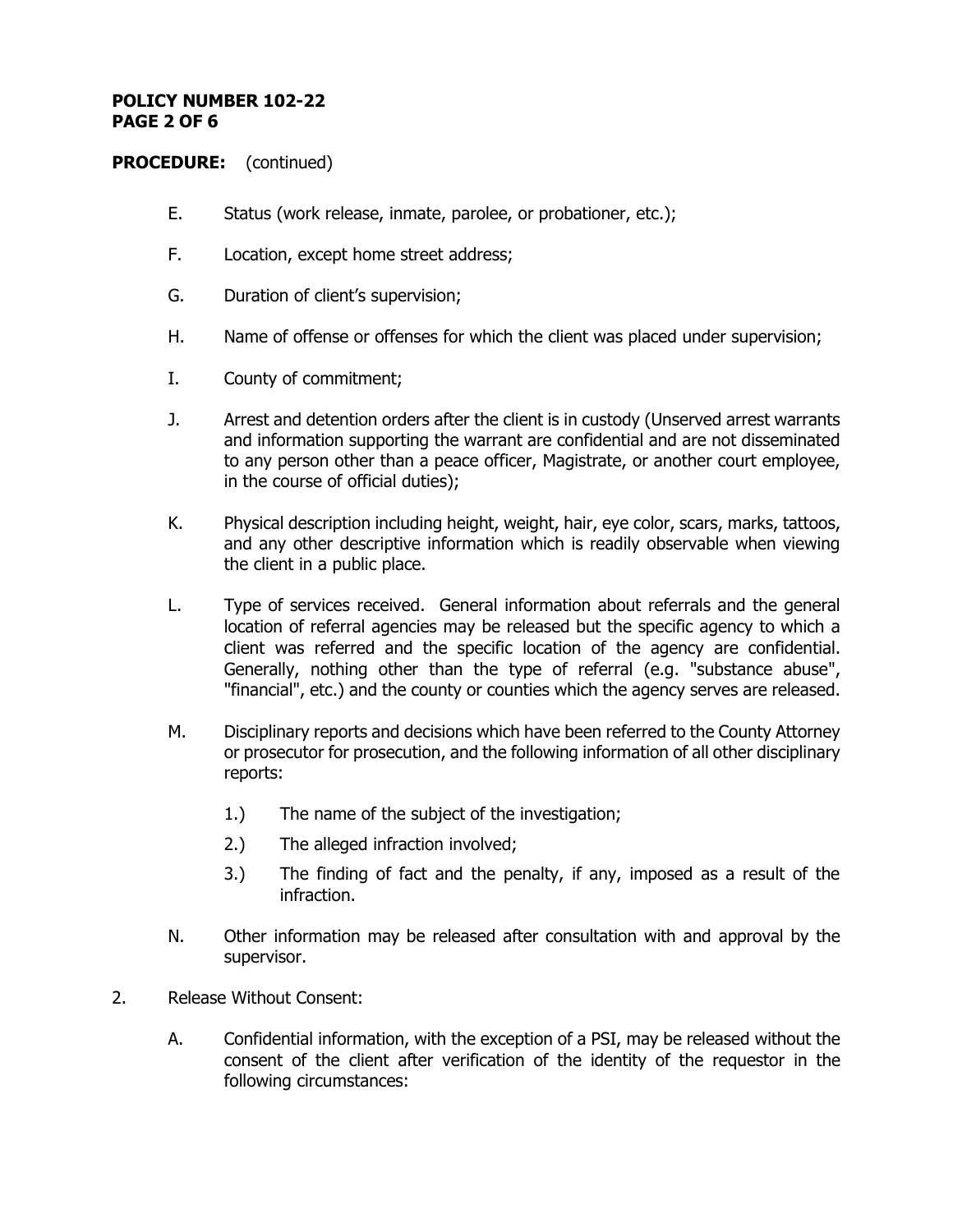**PROCEDURE:** (continued)

E. Status (work release, inmate, parolee, or probationer, etc.);

F. Location, except home street address;

G. Duration of client's supervision;

H. Name of offense or offenses for which the client was placed under supervision;

I. County of commitment;

J. Arrest and detention orders after the client is in custody (Unserved arrest warrants and information supporting the warrant are confidential and are not disseminated to any person other than a peace officer, Magistrate, or another court employee, in the course of official duties);

K. Physical description including height, weight, hair, eye color, scars, marks, tattoos, and any other descriptive information which is readily observable when viewing the client in a public place.

L. Type of services received. General information about referrals and the general location of referral agencies may be released but the specific agency to which a client was referred and the specific location of the agency are confidential. Generally, nothing other than the type of referral (e.g. "substance abuse", "financial", etc.) and the county or counties which the agency serves are released.

M. Disciplinary reports and decisions which have been referred to the County Attorney or prosecutor for prosecution, and the following information of all other disciplinary reports:

   1.) The name of the subject of the investigation;

   2.) The alleged infraction involved;

   3.) The finding of fact and the penalty, if any, imposed as a result of the infraction.

N. Other information may be released after consultation with and approval by the supervisor.

2. Release Without Consent:

   A. Confidential information, with the exception of a PSI, may be released without the consent of the client after verification of the identity of the requestor in the following circumstances: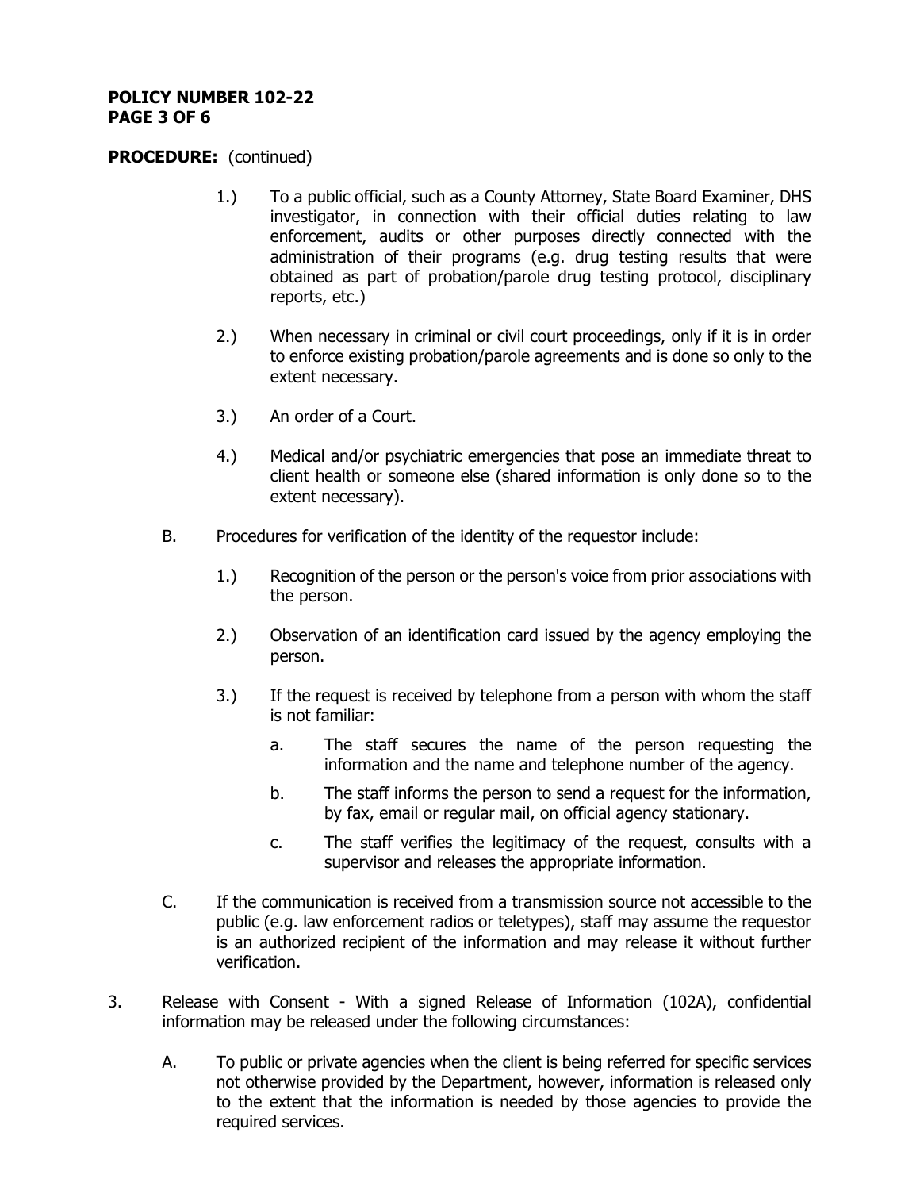**PROCEDURE:** (continued)

1.) To a public official, such as a County Attorney, State Board Examiner, DHS investigator, in connection with their official duties relating to law enforcement, audits or other purposes directly connected with the administration of their programs (e.g. drug testing results that were obtained as part of probation/parole drug testing protocol, disciplinary reports, etc.)

2.) When necessary in criminal or civil court proceedings, only if it is in order to enforce existing probation/parole agreements and is done so only to the extent necessary.

3.) An order of a Court.

4.) Medical and/or psychiatric emergencies that pose an immediate threat to client health or someone else (shared information is only done so to the extent necessary).

B. Procedures for verification of the identity of the requestor include:

1.) Recognition of the person or the person's voice from prior associations with the person.

2.) Observation of an identification card issued by the agency employing the person.

3.) If the request is received by telephone from a person with whom the staff is not familiar:

a. The staff secures the name of the person requesting the information and the name and telephone number of the agency.

b. The staff informs the person to send a request for the information, by fax, email or regular mail, on official agency stationary.

c. The staff verifies the legitimacy of the request, consults with a supervisor and releases the appropriate information.

C. If the communication is received from a transmission source not accessible to the public (e.g. law enforcement radios or teletypes), staff may assume the requestor is an authorized recipient of the information and may release it without further verification.

3. Release with Consent - With a signed Release of Information (102A), confidential information may be released under the following circumstances:

A. To public or private agencies when the client is being referred for specific services not otherwise provided by the Department, however, information is released only to the extent that the information is needed by those agencies to provide the required services.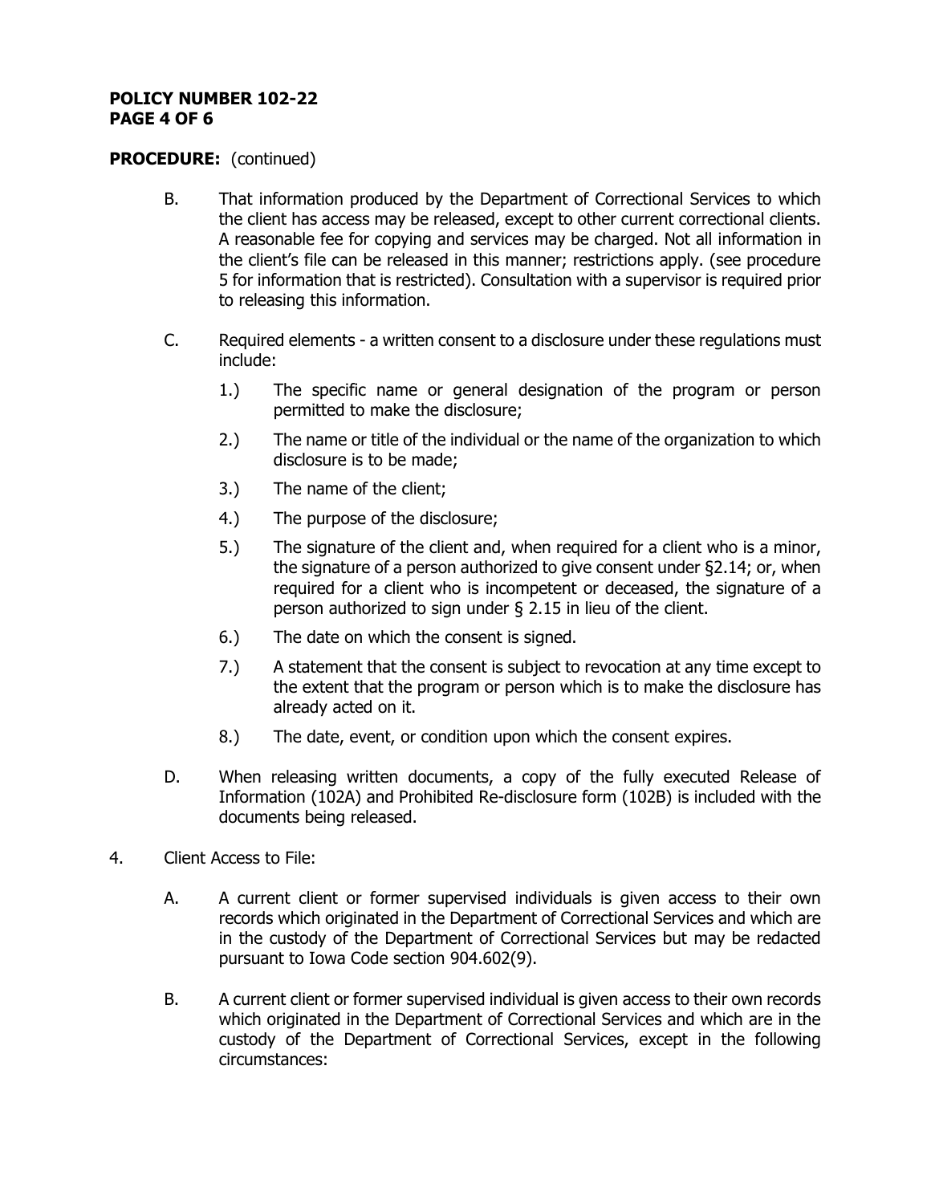**PROCEDURE:** (continued)

B. That information produced by the Department of Correctional Services to which the client has access may be released, except to other current correctional clients. A reasonable fee for copying and services may be charged. Not all information in the client's file can be released in this manner; restrictions apply. (see procedure 5 for information that is restricted). Consultation with a supervisor is required prior to releasing this information.

C. Required elements - a written consent to a disclosure under these regulations must include:

   1.) The specific name or general designation of the program or person permitted to make the disclosure;

   2.) The name or title of the individual or the name of the organization to which disclosure is to be made;

   3.) The name of the client;

   4.) The purpose of the disclosure;

   5.) The signature of the client and, when required for a client who is a minor, the signature of a person authorized to give consent under §2.14; or, when required for a client who is incompetent or deceased, the signature of a person authorized to sign under § 2.15 in lieu of the client.

   6.) The date on which the consent is signed.

   7.) A statement that the consent is subject to revocation at any time except to the extent that the program or person which is to make the disclosure has already acted on it.

   8.) The date, event, or condition upon which the consent expires.

D. When releasing written documents, a copy of the fully executed Release of Information (102A) and Prohibited Re-disclosure form (102B) is included with the documents being released.

4. Client Access to File:

   A. A current client or former supervised individuals is given access to their own records which originated in the Department of Correctional Services and which are in the custody of the Department of Correctional Services but may be redacted pursuant to Iowa Code section 904.602(9).

   B. A current client or former supervised individual is given access to their own records which originated in the Department of Correctional Services and which are in the custody of the Department of Correctional Services, except in the following circumstances: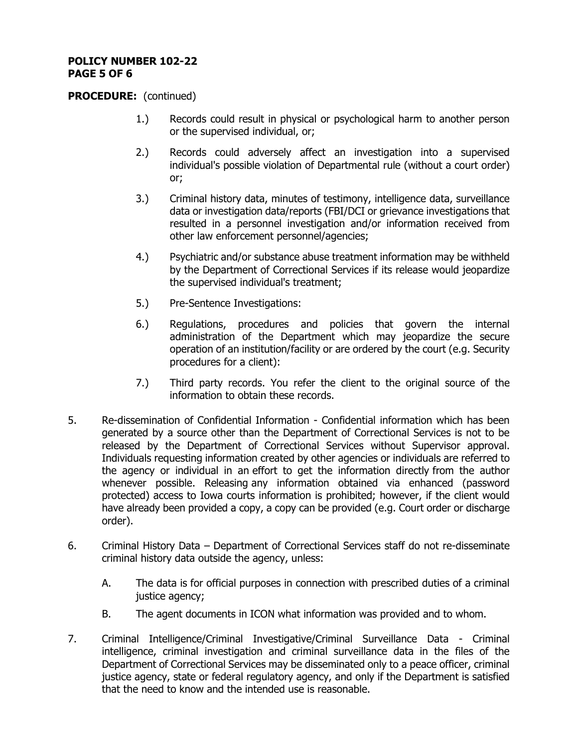**PROCEDURE:** (continued)

1.) Records could result in physical or psychological harm to another person or the supervised individual, or;

2.) Records could adversely affect an investigation into a supervised individual's possible violation of Departmental rule (without a court order) or;

3.) Criminal history data, minutes of testimony, intelligence data, surveillance data or investigation data/reports (FBI/DCI or grievance investigations that resulted in a personnel investigation and/or information received from other law enforcement personnel/agencies;

4.) Psychiatric and/or substance abuse treatment information may be withheld by the Department of Correctional Services if its release would jeopardize the supervised individual's treatment;

5.) Pre-Sentence Investigations:

6.) Regulations, procedures and policies that govern the internal administration of the Department which may jeopardize the secure operation of an institution/facility or are ordered by the court (e.g. Security procedures for a client):

7.) Third party records. You refer the client to the original source of the information to obtain these records.

5. Re-dissemination of Confidential Information - Confidential information which has been generated by a source other than the Department of Correctional Services is not to be released by the Department of Correctional Services without Supervisor approval. Individuals requesting information created by other agencies or individuals are referred to the agency or individual in an effort to get the information directly from the author whenever possible. Releasing any information obtained via enhanced (password protected) access to Iowa courts information is prohibited; however, if the client would have already been provided a copy, a copy can be provided (e.g. Court order or discharge order).

6. Criminal History Data – Department of Correctional Services staff do not re-disseminate criminal history data outside the agency, unless:

   A. The data is for official purposes in connection with prescribed duties of a criminal justice agency;

   B. The agent documents in ICON what information was provided and to whom.

7. Criminal Intelligence/Criminal Investigative/Criminal Surveillance Data - Criminal intelligence, criminal investigation and criminal surveillance data in the files of the Department of Correctional Services may be disseminated only to a peace officer, criminal justice agency, state or federal regulatory agency, and only if the Department is satisfied that the need to know and the intended use is reasonable.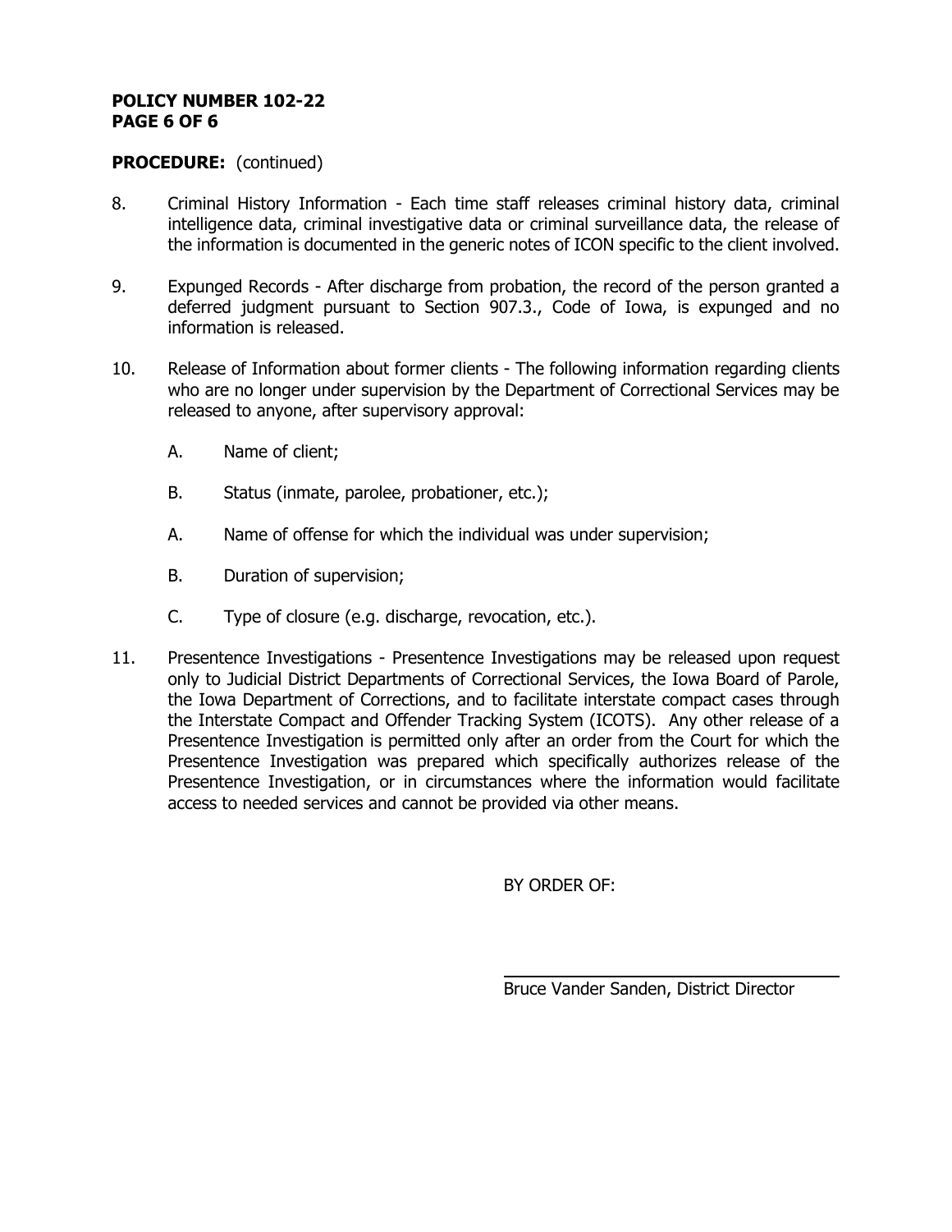**POLICY NUMBER 102-22**

**PROCEDURE:** (continued)

8. Criminal History Information - Each time staff releases criminal history data, criminal intelligence data, criminal investigative data or criminal surveillance data, the release of the information is documented in the generic notes of ICON specific to the client involved.

9. Expunged Records - After discharge from probation, the record of the person granted a deferred judgment pursuant to Section 907.3., Code of Iowa, is expunged and no information is released.

10. Release of Information about former clients - The following information regarding clients who are no longer under supervision by the Department of Correctional Services may be released to anyone, after supervisory approval:

    A. Name of client;

    B. Status (inmate, parolee, probationer, etc.);

    A. Name of offense for which the individual was under supervision;

    B. Duration of supervision;

    C. Type of closure (e.g. discharge, revocation, etc.).

11. Presentence Investigations - Presentence Investigations may be released upon request only to Judicial District Departments of Correctional Services, the Iowa Board of Parole, the Iowa Department of Corrections, and to facilitate interstate compact cases through the Interstate Compact and Offender Tracking System (ICOTS). Any other release of a Presentence Investigation is permitted only after an order from the Court for which the Presentence Investigation was prepared which specifically authorizes release of the Presentence Investigation, or in circumstances where the information would facilitate access to needed services and cannot be provided via other means.

BY ORDER OF:

Bruce Vander Sanden, District Director